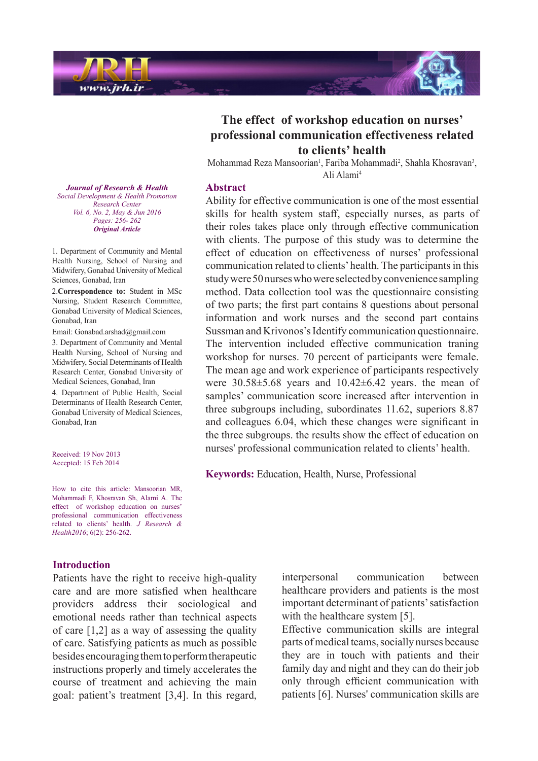# The effect of workshop education on nurses' professional communication effectiveness related to clients' health

Mohammad Reza Mansoorian[1], Fariba Mohammadi[2], Shahla Khosravan[3], Ali Alami[4]

*Journal of Research & Health*
*Social Development & Health Promotion Research Center*
*Vol. 6, No. 2, May & Jun 2016*
*Pages: 256- 262*
***Original Article***

1. Department of Community and Mental Health Nursing, School of Nursing and Midwifery, Gonabad University of Medical Sciences, Gonabad, Iran

2. **Correspondence to:** Student in MSc Nursing, Student Research Committee, Gonabad University of Medical Sciences, Gonabad, Iran

Email: Gonabad.arshad@gmail.com

3. Department of Community and Mental Health Nursing, School of Nursing and Midwifery, Social Determinants of Health Research Center, Gonabad University of Medical Sciences, Gonabad, Iran

4. Department of Public Health, Social Determinants of Health Research Center, Gonabad University of Medical Sciences, Gonabad, Iran

Received: 19 Nov 2013
Accepted: 15 Feb 2014

How to cite this article: Mansoorian MR, Mohammadi F, Khosravan Sh, Alami A. The effect of workshop education on nurses' professional communication effectiveness related to clients' health. *J Research & Health2016*; 6(2): 256-262.

## Abstract

Ability for effective communication is one of the most essential skills for health system staff, especially nurses, as parts of their roles takes place only through effective communication with clients. The purpose of this study was to determine the effect of education on effectiveness of nurses' professional communication related to clients' health. The participants in this study were 50 nurses who were selected by convenience sampling method. Data collection tool was the questionnaire consisting of two parts; the first part contains 8 questions about personal information and work nurses and the second part contains Sussman and Krivonos's Identify communication questionnaire. The intervention included effective communication traning workshop for nurses. 70 percent of participants were female. The mean age and work experience of participants respectively were 30.58±5.68 years and 10.42±6.42 years. the mean of samples' communication score increased after intervention in three subgroups including, subordinates 11.62, superiors 8.87 and colleagues 6.04, which these changes were significant in the three subgroups. the results show the effect of education on nurses' professional communication related to clients' health.

**Keywords:** Education, Health, Nurse, Professional

## Introduction

Patients have the right to receive high-quality care and are more satisfied when healthcare providers address their sociological and emotional needs rather than technical aspects of care [1,2] as a way of assessing the quality of care. Satisfying patients as much as possible besides encouraging them to perform therapeutic instructions properly and timely accelerates the course of treatment and achieving the main goal: patient's treatment [3,4]. In this regard, interpersonal communication between healthcare providers and patients is the most important determinant of patients' satisfaction with the healthcare system [5].

Effective communication skills are integral parts of medical teams, socially nurses because they are in touch with patients and their family day and night and they can do their job only through efficient communication with patients [6]. Nurses' communication skills are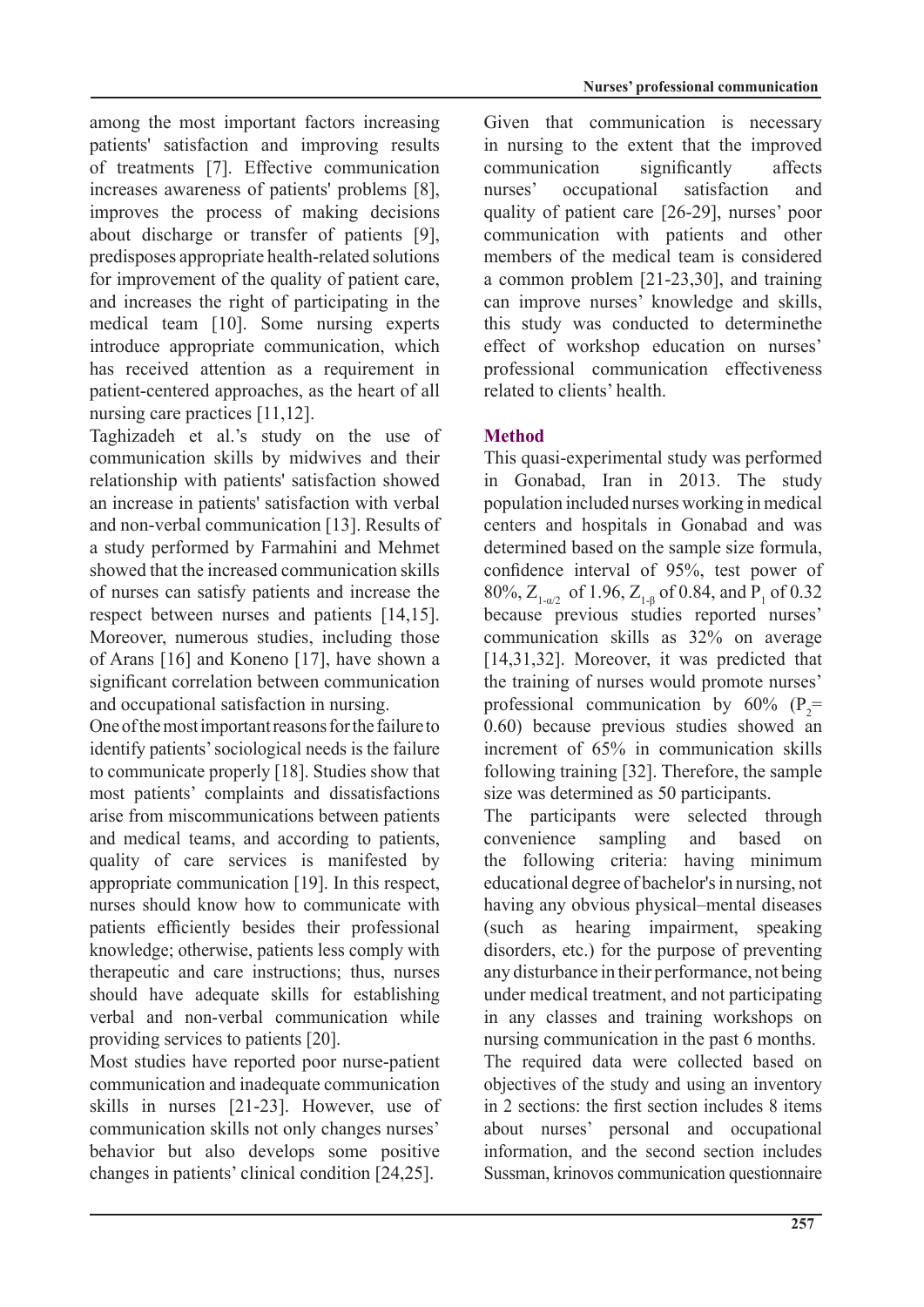among the most important factors increasing patients' satisfaction and improving results of treatments [7]. Effective communication increases awareness of patients' problems [8], improves the process of making decisions about discharge or transfer of patients [9], predisposes appropriate health-related solutions for improvement of the quality of patient care, and increases the right of participating in the medical team [10]. Some nursing experts introduce appropriate communication, which has received attention as a requirement in patient-centered approaches, as the heart of all nursing care practices [11,12].

Taghizadeh et al.'s study on the use of communication skills by midwives and their relationship with patients' satisfaction showed an increase in patients' satisfaction with verbal and non-verbal communication [13]. Results of a study performed by Farmahini and Mehmet showed that the increased communication skills of nurses can satisfy patients and increase the respect between nurses and patients [14,15]. Moreover, numerous studies, including those of Arans [16] and Koneno [17], have shown a significant correlation between communication and occupational satisfaction in nursing.

One of the most important reasons for the failure to identify patients' sociological needs is the failure to communicate properly [18]. Studies show that most patients' complaints and dissatisfactions arise from miscommunications between patients and medical teams, and according to patients, quality of care services is manifested by appropriate communication [19]. In this respect, nurses should know how to communicate with patients efficiently besides their professional knowledge; otherwise, patients less comply with therapeutic and care instructions; thus, nurses should have adequate skills for establishing verbal and non-verbal communication while providing services to patients [20].

Most studies have reported poor nurse-patient communication and inadequate communication skills in nurses [21-23]. However, use of communication skills not only changes nurses' behavior but also develops some positive changes in patients' clinical condition [24,25].

Given that communication is necessary in nursing to the extent that the improved communication significantly affects nurses' occupational satisfaction and quality of patient care [26-29], nurses' poor communication with patients and other members of the medical team is considered a common problem [21-23,30], and training can improve nurses' knowledge and skills, this study was conducted to determinethe effect of workshop education on nurses' professional communication effectiveness related to clients' health.

## Method

This quasi-experimental study was performed in Gonabad, Iran in 2013. The study population included nurses working in medical centers and hospitals in Gonabad and was determined based on the sample size formula, confidence interval of 95%, test power of 80%, $Z_{1-\alpha/2}$ of 1.96, $Z_{1-\beta}$ of 0.84, and $P_1$ of 0.32 because previous studies reported nurses' communication skills as 32% on average [14,31,32]. Moreover, it was predicted that the training of nurses would promote nurses' professional communication by 60% ($P_2$= 0.60) because previous studies showed an increment of 65% in communication skills following training [32]. Therefore, the sample size was determined as 50 participants.

The participants were selected through convenience sampling and based on the following criteria: having minimum educational degree of bachelor's in nursing, not having any obvious physical–mental diseases (such as hearing impairment, speaking disorders, etc.) for the purpose of preventing any disturbance in their performance, not being under medical treatment, and not participating in any classes and training workshops on nursing communication in the past 6 months.

The required data were collected based on objectives of the study and using an inventory in 2 sections: the first section includes 8 items about nurses' personal and occupational information, and the second section includes Sussman, krinovos communication questionnaire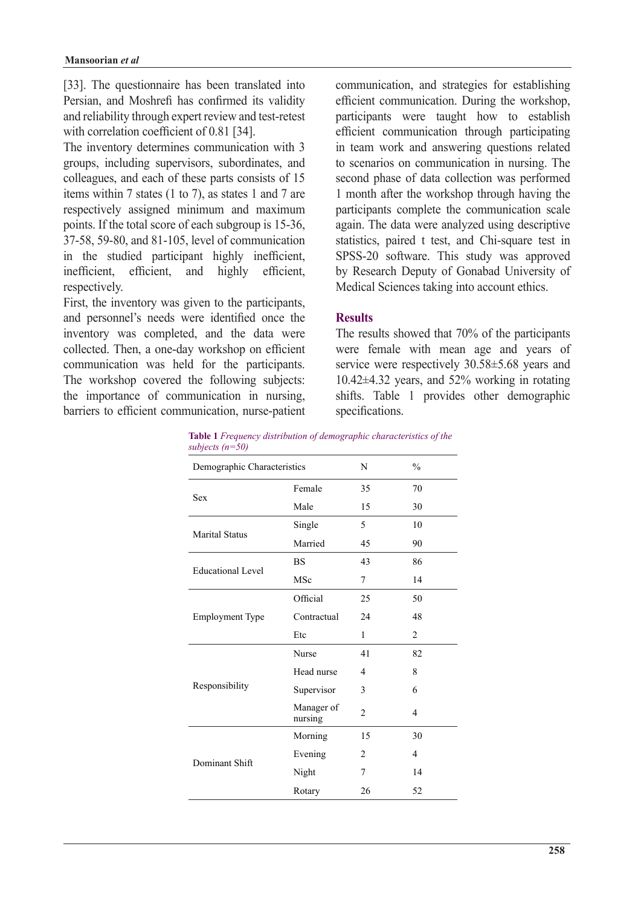[33]. The questionnaire has been translated into Persian, and Moshrefi has confirmed its validity and reliability through expert review and test-retest with correlation coefficient of 0.81 [34].

The inventory determines communication with 3 groups, including supervisors, subordinates, and colleagues, and each of these parts consists of 15 items within 7 states (1 to 7), as states 1 and 7 are respectively assigned minimum and maximum points. If the total score of each subgroup is 15-36, 37-58, 59-80, and 81-105, level of communication in the studied participant highly inefficient, inefficient, efficient, and highly efficient, respectively.

First, the inventory was given to the participants, and personnel's needs were identified once the inventory was completed, and the data were collected. Then, a one-day workshop on efficient communication was held for the participants. The workshop covered the following subjects: the importance of communication in nursing, barriers to efficient communication, nurse-patient communication, and strategies for establishing efficient communication. During the workshop, participants were taught how to establish efficient communication through participating in team work and answering questions related to scenarios on communication in nursing. The second phase of data collection was performed 1 month after the workshop through having the participants complete the communication scale again. The data were analyzed using descriptive statistics, paired t test, and Chi-square test in SPSS-20 software. This study was approved by Research Deputy of Gonabad University of Medical Sciences taking into account ethics.

## Results

The results showed that 70% of the participants were female with mean age and years of service were respectively 30.58±5.68 years and 10.42±4.32 years, and 52% working in rotating shifts. Table 1 provides other demographic specifications.

**Table 1** *Frequency distribution of demographic characteristics of the subjects (n=50)*

| Demographic Characteristics | | N | % |
|---|---|---|---|
| Sex | Female | 35 | 70 |
| | Male | 15 | 30 |
| Marital Status | Single | 5 | 10 |
| | Married | 45 | 90 |
| Educational Level | BS | 43 | 86 |
| | MSc | 7 | 14 |
| Employment Type | Official | 25 | 50 |
| | Contractual | 24 | 48 |
| | Etc | 1 | 2 |
| Responsibility | Nurse | 41 | 82 |
| | Head nurse | 4 | 8 |
| | Supervisor | 3 | 6 |
| | Manager of nursing | 2 | 4 |
| Dominant Shift | Morning | 15 | 30 |
| | Evening | 2 | 4 |
| | Night | 7 | 14 |
| | Rotary | 26 | 52 |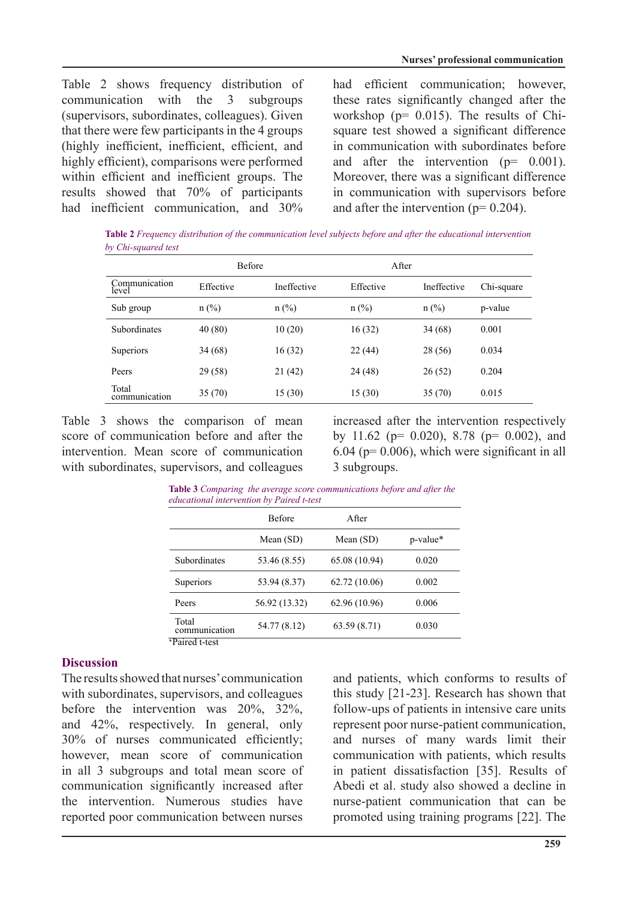Table 2 shows frequency distribution of communication with the 3 subgroups (supervisors, subordinates, colleagues). Given that there were few participants in the 4 groups (highly inefficient, inefficient, efficient, and highly efficient), comparisons were performed within efficient and inefficient groups. The results showed that 70% of participants had inefficient communication, and 30% had efficient communication; however, these rates significantly changed after the workshop (p= 0.015). The results of Chi-square test showed a significant difference in communication with subordinates before and after the intervention (p= 0.001). Moreover, there was a significant difference in communication with supervisors before and after the intervention (p= 0.204).

**Table 2** *Frequency distribution of the communication level subjects before and after the educational intervention by Chi-squared test*

| | Before | | After | | |
|---|---|---|---|---|---|
| Communication level | Effective | Ineffective | Effective | Ineffective | Chi-square |
| Sub group | n (%) | n (%) | n (%) | n (%) | p-value |
| Subordinates | 40 (80) | 10 (20) | 16 (32) | 34 (68) | 0.001 |
| Superiors | 34 (68) | 16 (32) | 22 (44) | 28 (56) | 0.034 |
| Peers | 29 (58) | 21 (42) | 24 (48) | 26 (52) | 0.204 |
| Total communication | 35 (70) | 15 (30) | 15 (30) | 35 (70) | 0.015 |

Table 3 shows the comparison of mean score of communication before and after the intervention. Mean score of communication with subordinates, supervisors, and colleagues increased after the intervention respectively by 11.62 (p= 0.020), 8.78 (p= 0.002), and 6.04 (p= 0.006), which were significant in all 3 subgroups.

**Table 3** *Comparing the average score communications before and after the educational intervention by Paired t-test*

| | Before | After | |
|---|---|---|---|
| | Mean (SD) | Mean (SD) | p-value* |
| Subordinates | 53.46 (8.55) | 65.08 (10.94) | 0.020 |
| Superiors | 53.94 (8.37) | 62.72 (10.06) | 0.002 |
| Peers | 56.92 (13.32) | 62.96 (10.96) | 0.006 |
| Total communication | 54.77 (8.12) | 63.59 (8.71) | 0.030 |

*Paired t-test

## Discussion

The results showed that nurses' communication with subordinates, supervisors, and colleagues before the intervention was 20%, 32%, and 42%, respectively. In general, only 30% of nurses communicated efficiently; however, mean score of communication in all 3 subgroups and total mean score of communication significantly increased after the intervention. Numerous studies have reported poor communication between nurses and patients, which conforms to results of this study [21-23]. Research has shown that follow-ups of patients in intensive care units represent poor nurse-patient communication, and nurses of many wards limit their communication with patients, which results in patient dissatisfaction [35]. Results of Abedi et al. study also showed a decline in nurse-patient communication that can be promoted using training programs [22]. The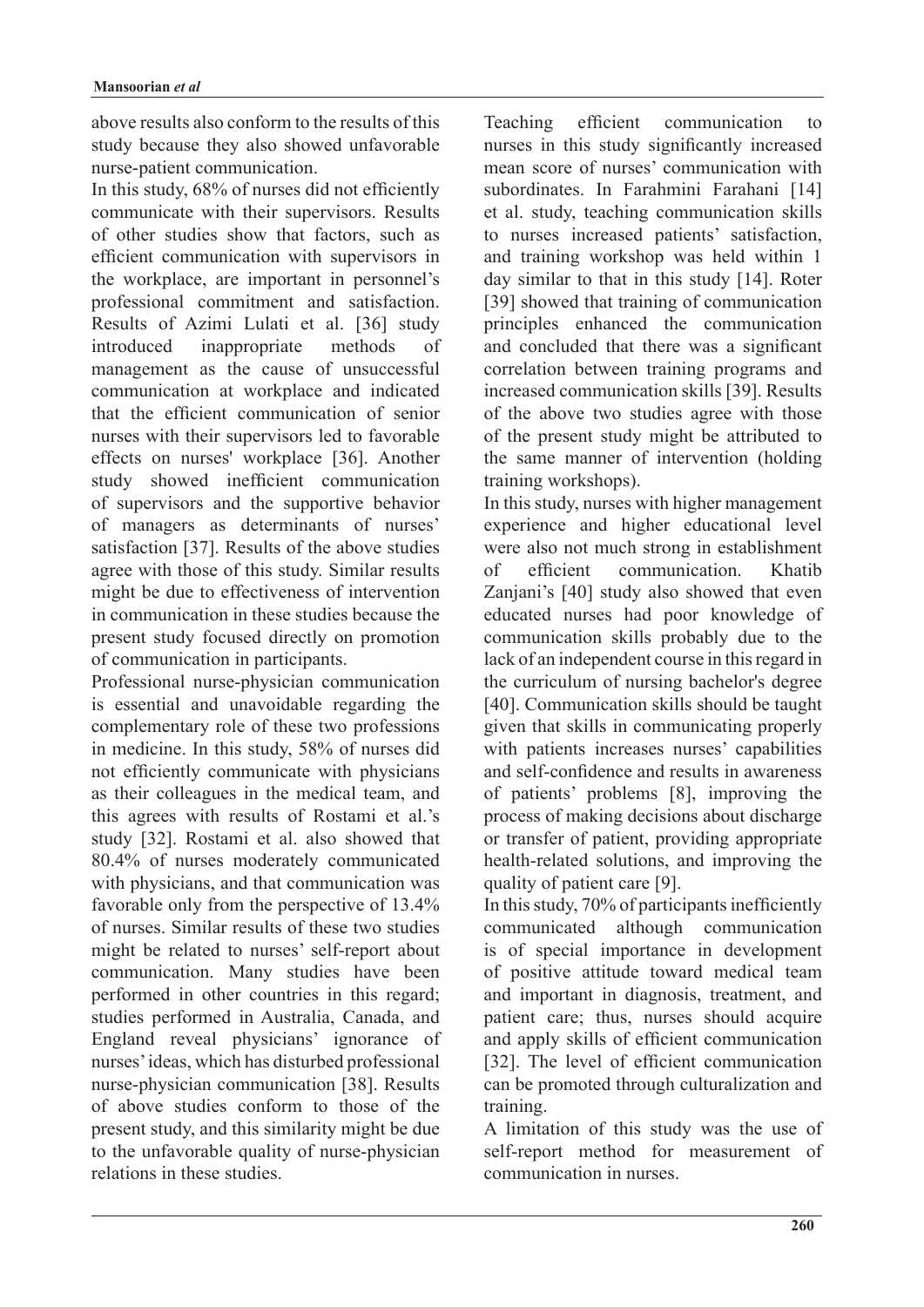above results also conform to the results of this study because they also showed unfavorable nurse-patient communication.

In this study, 68% of nurses did not efficiently communicate with their supervisors. Results of other studies show that factors, such as efficient communication with supervisors in the workplace, are important in personnel's professional commitment and satisfaction. Results of Azimi Lulati et al. [36] study introduced inappropriate methods of management as the cause of unsuccessful communication at workplace and indicated that the efficient communication of senior nurses with their supervisors led to favorable effects on nurses' workplace [36]. Another study showed inefficient communication of supervisors and the supportive behavior of managers as determinants of nurses' satisfaction [37]. Results of the above studies agree with those of this study. Similar results might be due to effectiveness of intervention in communication in these studies because the present study focused directly on promotion of communication in participants.

Professional nurse-physician communication is essential and unavoidable regarding the complementary role of these two professions in medicine. In this study, 58% of nurses did not efficiently communicate with physicians as their colleagues in the medical team, and this agrees with results of Rostami et al.'s study [32]. Rostami et al. also showed that 80.4% of nurses moderately communicated with physicians, and that communication was favorable only from the perspective of 13.4% of nurses. Similar results of these two studies might be related to nurses' self-report about communication. Many studies have been performed in other countries in this regard; studies performed in Australia, Canada, and England reveal physicians' ignorance of nurses' ideas, which has disturbed professional nurse-physician communication [38]. Results of above studies conform to those of the present study, and this similarity might be due to the unfavorable quality of nurse-physician relations in these studies.

Teaching efficient communication to nurses in this study significantly increased mean score of nurses' communication with subordinates. In Farahmini Farahani [14] et al. study, teaching communication skills to nurses increased patients' satisfaction, and training workshop was held within 1 day similar to that in this study [14]. Roter [39] showed that training of communication principles enhanced the communication and concluded that there was a significant correlation between training programs and increased communication skills [39]. Results of the above two studies agree with those of the present study might be attributed to the same manner of intervention (holding training workshops).

In this study, nurses with higher management experience and higher educational level were also not much strong in establishment of efficient communication. Khatib Zanjani's [40] study also showed that even educated nurses had poor knowledge of communication skills probably due to the lack of an independent course in this regard in the curriculum of nursing bachelor's degree [40]. Communication skills should be taught given that skills in communicating properly with patients increases nurses' capabilities and self-confidence and results in awareness of patients' problems [8], improving the process of making decisions about discharge or transfer of patient, providing appropriate health-related solutions, and improving the quality of patient care [9].

In this study, 70% of participants inefficiently communicated although communication is of special importance in development of positive attitude toward medical team and important in diagnosis, treatment, and patient care; thus, nurses should acquire and apply skills of efficient communication [32]. The level of efficient communication can be promoted through culturalization and training.

A limitation of this study was the use of self-report method for measurement of communication in nurses.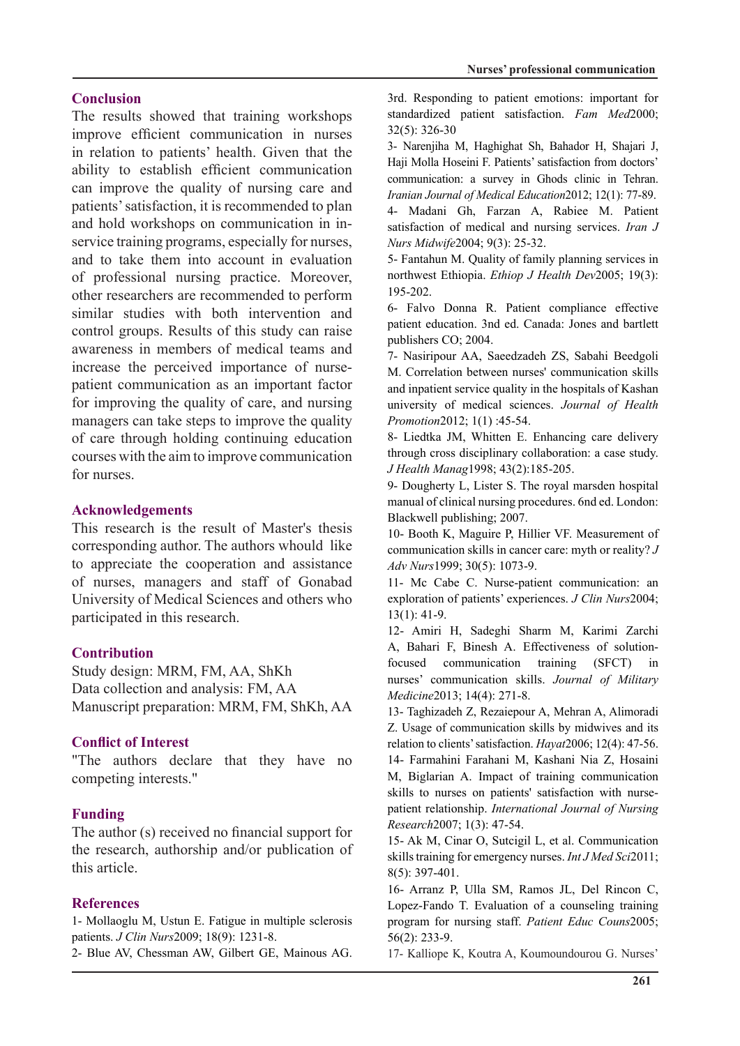## Conclusion

The results showed that training workshops improve efficient communication in nurses in relation to patients' health. Given that the ability to establish efficient communication can improve the quality of nursing care and patients' satisfaction, it is recommended to plan and hold workshops on communication in in-service training programs, especially for nurses, and to take them into account in evaluation of professional nursing practice. Moreover, other researchers are recommended to perform similar studies with both intervention and control groups. Results of this study can raise awareness in members of medical teams and increase the perceived importance of nurse-patient communication as an important factor for improving the quality of care, and nursing managers can take steps to improve the quality of care through holding continuing education courses with the aim to improve communication for nurses.

## Acknowledgements

This research is the result of Master's thesis corresponding author. The authors whould like to appreciate the cooperation and assistance of nurses, managers and staff of Gonabad University of Medical Sciences and others who participated in this research.

## Contribution

Study design: MRM, FM, AA, ShKh
Data collection and analysis: FM, AA
Manuscript preparation: MRM, FM, ShKh, AA

## Conflict of Interest

"The authors declare that they have no competing interests."

## Funding

The author (s) received no financial support for the research, authorship and/or publication of this article.

## References

1- Mollaoglu M, Ustun E. Fatigue in multiple sclerosis patients. *J Clin Nurs*2009; 18(9): 1231-8.

2- Blue AV, Chessman AW, Gilbert GE, Mainous AG. 3rd. Responding to patient emotions: important for standardized patient satisfaction. *Fam Med*2000; 32(5): 326-30

3- Narenjiha M, Haghighat Sh, Bahador H, Shajari J, Haji Molla Hoseini F. Patients' satisfaction from doctors' communication: a survey in Ghods clinic in Tehran. *Iranian Journal of Medical Education*2012; 12(1): 77-89.

4- Madani Gh, Farzan A, Rabiee M. Patient satisfaction of medical and nursing services. *Iran J Nurs Midwife*2004; 9(3): 25-32.

5- Fantahun M. Quality of family planning services in northwest Ethiopia. *Ethiop J Health Dev*2005; 19(3): 195-202.

6- Falvo Donna R. Patient compliance effective patient education. 3nd ed. Canada: Jones and bartlett publishers CO; 2004.

7- Nasiripour AA, Saeedzadeh ZS, Sabahi Beedgoli M. Correlation between nurses' communication skills and inpatient service quality in the hospitals of Kashan university of medical sciences. *Journal of Health Promotion*2012; 1(1) :45-54.

8- Liedtka JM, Whitten E. Enhancing care delivery through cross disciplinary collaboration: a case study. *J Health Manag*1998; 43(2):185-205.

9- Dougherty L, Lister S. The royal marsden hospital manual of clinical nursing procedures. 6nd ed. London: Blackwell publishing; 2007.

10- Booth K, Maguire P, Hillier VF. Measurement of communication skills in cancer care: myth or reality? *J Adv Nurs*1999; 30(5): 1073-9.

11- Mc Cabe C. Nurse-patient communication: an exploration of patients' experiences. *J Clin Nurs*2004; 13(1): 41-9.

12- Amiri H, Sadeghi Sharm M, Karimi Zarchi A, Bahari F, Binesh A. Effectiveness of solution-focused communication training (SFCT) in nurses' communication skills. *Journal of Military Medicine*2013; 14(4): 271-8.

13- Taghizadeh Z, Rezaiepour A, Mehran A, Alimoradi Z. Usage of communication skills by midwives and its relation to clients' satisfaction. *Hayat*2006; 12(4): 47-56.

14- Farmahini Farahani M, Kashani Nia Z, Hosaini M, Biglarian A. Impact of training communication skills to nurses on patients' satisfaction with nurse-patient relationship. *International Journal of Nursing Research*2007; 1(3): 47-54.

15- Ak M, Cinar O, Sutcigil L, et al. Communication skills training for emergency nurses. *Int J Med Sci*2011; 8(5): 397-401.

16- Arranz P, Ulla SM, Ramos JL, Del Rincon C, Lopez-Fando T. Evaluation of a counseling training program for nursing staff. *Patient Educ Couns*2005; 56(2): 233-9.

17- Kalliope K, Koutra A, Koumoundourou G. Nurses'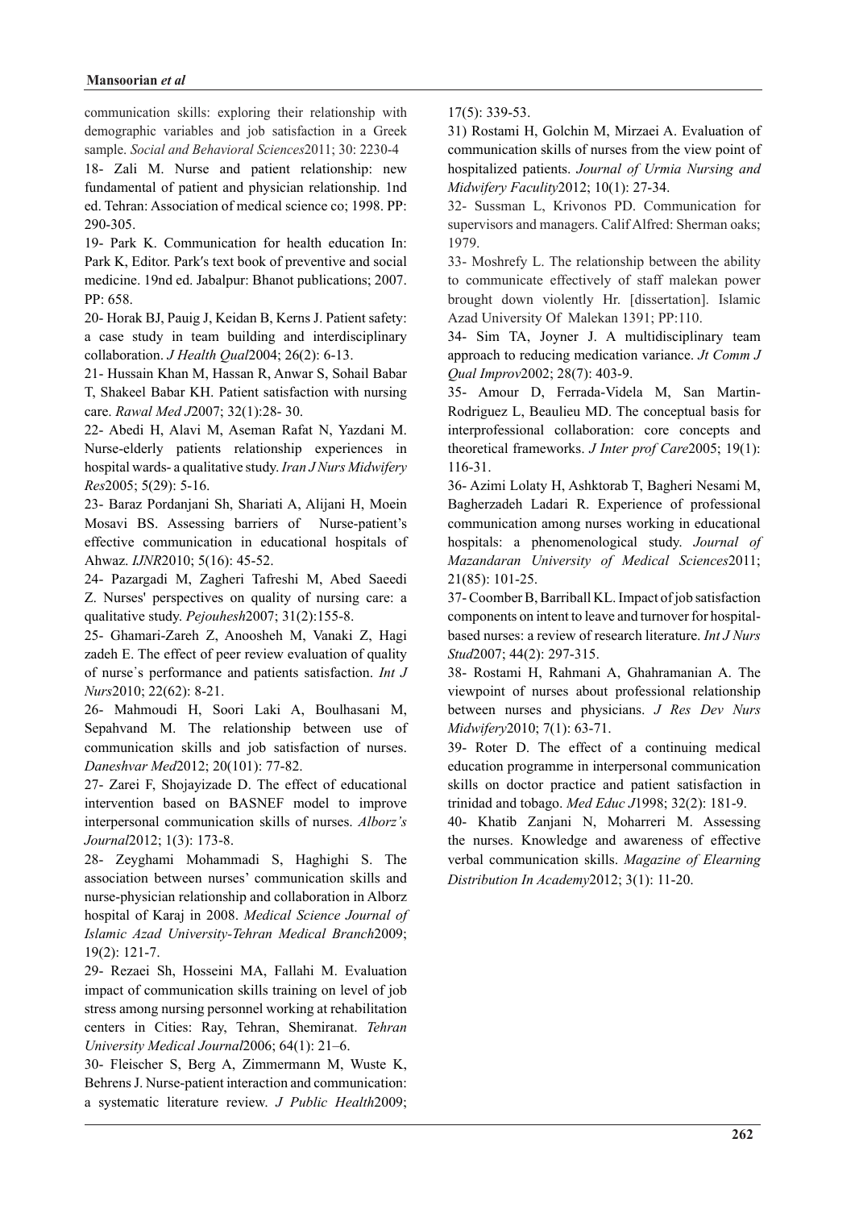communication skills: exploring their relationship with demographic variables and job satisfaction in a Greek sample. *Social and Behavioral Sciences*2011; 30: 2230-4

18- Zali M. Nurse and patient relationship: new fundamental of patient and physician relationship. 1nd ed. Tehran: Association of medical science co; 1998. PP: 290-305.

19- Park K. Communication for health education In: Park K, Editor. Park′s text book of preventive and social medicine. 19nd ed. Jabalpur: Bhanot publications; 2007. PP: 658.

20- Horak BJ, Pauig J, Keidan B, Kerns J. Patient safety: a case study in team building and interdisciplinary collaboration. *J Health Qual*2004; 26(2): 6-13.

21- Hussain Khan M, Hassan R, Anwar S, Sohail Babar T, Shakeel Babar KH. Patient satisfaction with nursing care. *Rawal Med J*2007; 32(1):28- 30.

22- Abedi H, Alavi M, Aseman Rafat N, Yazdani M. Nurse-elderly patients relationship experiences in hospital wards- a qualitative study. *Iran J Nurs Midwifery Res*2005; 5(29): 5-16.

23- Baraz Pordanjani Sh, Shariati A, Alijani H, Moein Mosavi BS. Assessing barriers of Nurse-patient's effective communication in educational hospitals of Ahwaz. *IJNR*2010; 5(16): 45-52.

24- Pazargadi M, Zagheri Tafreshi M, Abed Saeedi Z. Nurses' perspectives on quality of nursing care: a qualitative study. *Pejouhesh*2007; 31(2):155-8.

25- Ghamari-Zareh Z, Anoosheh M, Vanaki Z, Hagi zadeh E. The effect of peer review evaluation of quality of nurse`s performance and patients satisfaction. *Int J Nurs*2010; 22(62): 8-21.

26- Mahmoudi H, Soori Laki A, Boulhasani M, Sepahvand M. The relationship between use of communication skills and job satisfaction of nurses. *Daneshvar Med*2012; 20(101): 77-82.

27- Zarei F, Shojayizade D. The effect of educational intervention based on BASNEF model to improve interpersonal communication skills of nurses. *Alborz's Journal*2012; 1(3): 173-8.

28- Zeyghami Mohammadi S, Haghighi S. The association between nurses' communication skills and nurse-physician relationship and collaboration in Alborz hospital of Karaj in 2008. *Medical Science Journal of Islamic Azad University-Tehran Medical Branch*2009; 19(2): 121-7.

29- Rezaei Sh, Hosseini MA, Fallahi M. Evaluation impact of communication skills training on level of job stress among nursing personnel working at rehabilitation centers in Cities: Ray, Tehran, Shemiranat. *Tehran University Medical Journal*2006; 64(1): 21–6.

30- Fleischer S, Berg A, Zimmermann M, Wuste K, Behrens J. Nurse-patient interaction and communication: a systematic literature review. *J Public Health*2009; 17(5): 339-53.

31) Rostami H, Golchin M, Mirzaei A. Evaluation of communication skills of nurses from the view point of hospitalized patients. *Journal of Urmia Nursing and Midwifery Faculty*2012; 10(1): 27-34.

32- Sussman L, Krivonos PD. Communication for supervisors and managers. Calif Alfred: Sherman oaks; 1979.

33- Moshrefy L. The relationship between the ability to communicate effectively of staff malekan power brought down violently Hr. [dissertation]. Islamic Azad University Of Malekan 1391; PP:110.

34- Sim TA, Joyner J. A multidisciplinary team approach to reducing medication variance. *Jt Comm J Qual Improv*2002; 28(7): 403-9.

35- Amour D, Ferrada-Videla M, San Martin-Rodriguez L, Beaulieu MD. The conceptual basis for interprofessional collaboration: core concepts and theoretical frameworks. *J Inter prof Care*2005; 19(1): 116-31.

36- Azimi Lolaty H, Ashktorab T, Bagheri Nesami M, Bagherzadeh Ladari R. Experience of professional communication among nurses working in educational hospitals: a phenomenological study. *Journal of Mazandaran University of Medical Sciences*2011; 21(85): 101-25.

37- Coomber B, Barriball KL. Impact of job satisfaction components on intent to leave and turnover for hospital-based nurses: a review of research literature. *Int J Nurs Stud*2007; 44(2): 297-315.

38- Rostami H, Rahmani A, Ghahramanian A. The viewpoint of nurses about professional relationship between nurses and physicians. *J Res Dev Nurs Midwifery*2010; 7(1): 63-71.

39- Roter D. The effect of a continuing medical education programme in interpersonal communication skills on doctor practice and patient satisfaction in trinidad and tobago. *Med Educ J*1998; 32(2): 181-9.

40- Khatib Zanjani N, Moharreri M. Assessing the nurses. Knowledge and awareness of effective verbal communication skills. *Magazine of Elearning Distribution In Academy*2012; 3(1): 11-20.